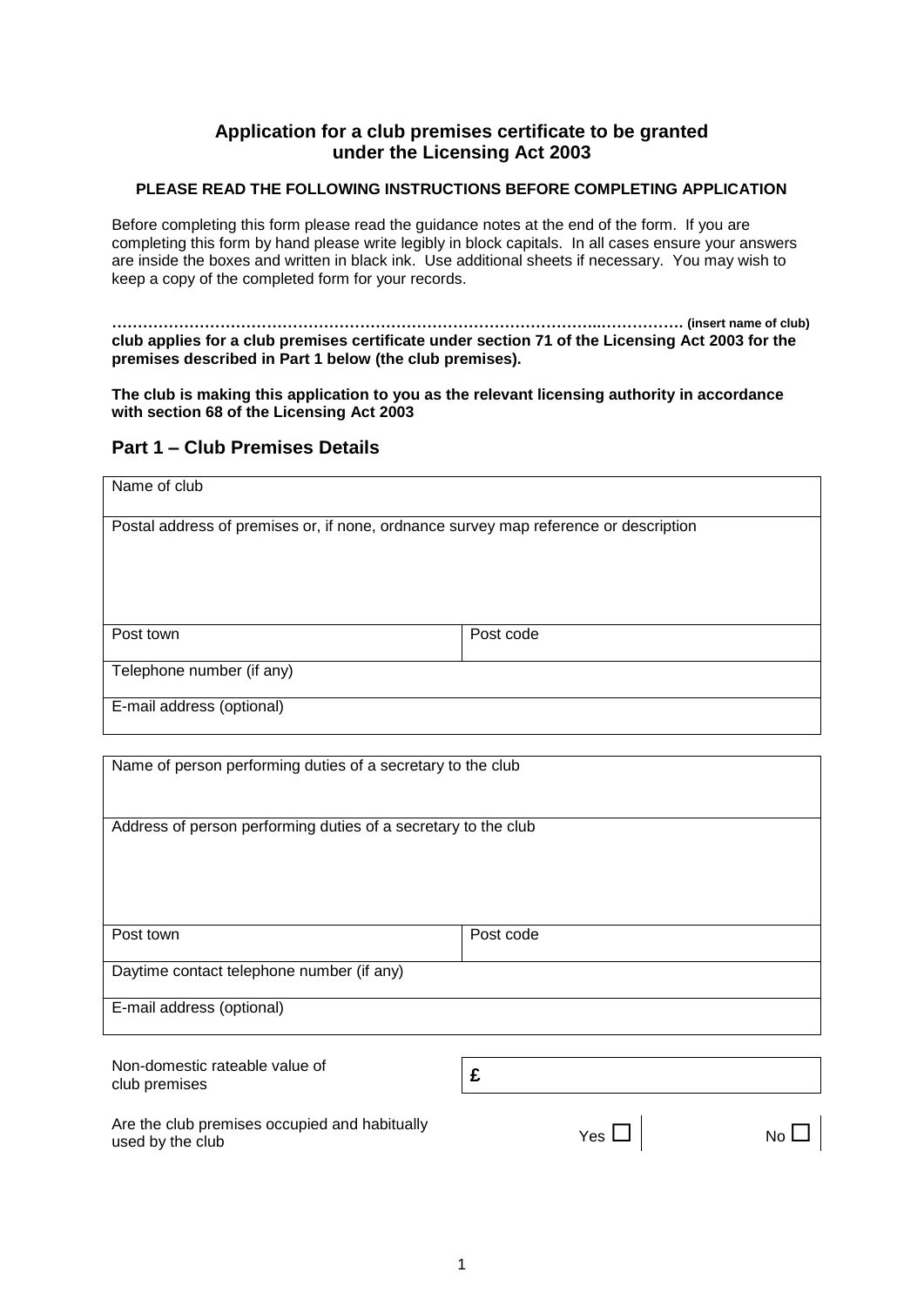## Application for a club premises certificate to be granted under the Licensing Act 2003

**PLEASE READ THE FOLLOWING INSTRUCTIONS BEFORE COMPLETING APPLICATION**

Before completing this form please read the guidance notes at the end of the form. If you are completing this form by hand please write legibly in block capitals. In all cases ensure your answers are inside the boxes and written in black ink. Use additional sheets if necessary. You may wish to keep a copy of the completed form for your records.

**…………………………………………………………………………………..……………. (insert name of club) club applies for a club premises certificate under section 71 of the Licensing Act 2003 for the premises described in Part 1 below (the club premises).**

**The club is making this application to you as the relevant licensing authority in accordance with section 68 of the Licensing Act 2003**

## Part 1 – Club Premises Details

| Name of club | |
|---|---|
| Postal address of premises or, if none, ordnance survey map reference or description | |
| Post town | Post code |
| Telephone number (if any) | |
| E-mail address (optional) | |

| Name of person performing duties of a secretary to the club | |
|---|---|
| Address of person performing duties of a secretary to the club | |
| Post town | Post code |
| Daytime contact telephone number (if any) | |
| E-mail address (optional) | |

| Non-domestic rateable value of club premises | £ | |
|---|---|---|
| Are the club premises occupied and habitually used by the club | Yes ☐ | No ☐ |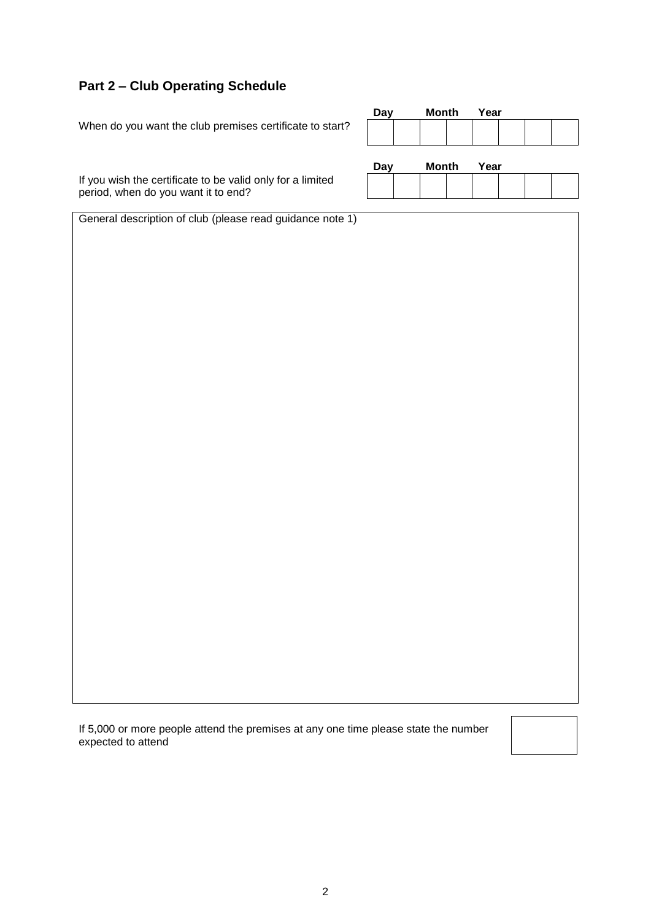## Part 2 – Club Operating Schedule

When do you want the club premises certificate to start?

| Day | | Month | | Year | | | |
|---|---|---|---|---|---|---|---|
| | | | | | | | |

If you wish the certificate to be valid only for a limited period, when do you want it to end?

| Day | | Month | | Year | | | |
|---|---|---|---|---|---|---|---|
| | | | | | | | |

General description of club (please read guidance note 1)

If 5,000 or more people attend the premises at any one time please state the number expected to attend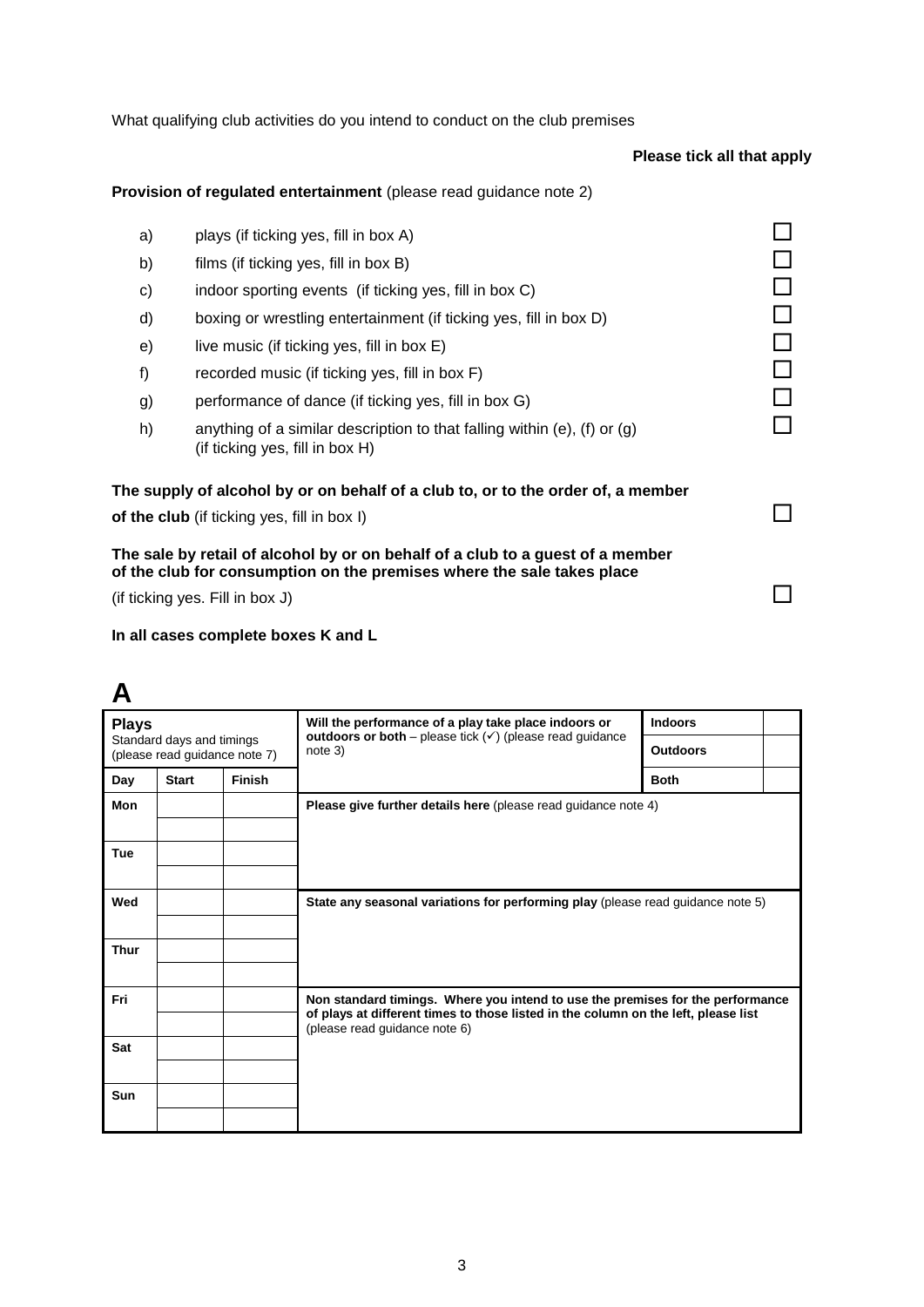What qualifying club activities do you intend to conduct on the club premises

**Please tick all that apply**

**Provision of regulated entertainment** (please read guidance note 2)

| | | |
|---|---|---|
| a) | plays (if ticking yes, fill in box A) | ☐ |
| b) | films (if ticking yes, fill in box B) | ☐ |
| c) | indoor sporting events (if ticking yes, fill in box C) | ☐ |
| d) | boxing or wrestling entertainment (if ticking yes, fill in box D) | ☐ |
| e) | live music (if ticking yes, fill in box E) | ☐ |
| f) | recorded music (if ticking yes, fill in box F) | ☐ |
| g) | performance of dance (if ticking yes, fill in box G) | ☐ |
| h) | anything of a similar description to that falling within (e), (f) or (g) (if ticking yes, fill in box H) | ☐ |

**The supply of alcohol by or on behalf of a club to, or to the order of, a member of the club** (if ticking yes, fill in box I) ☐

**The sale by retail of alcohol by or on behalf of a club to a guest of a member of the club for consumption on the premises where the sale takes place**

(if ticking yes. Fill in box J) ☐

**In all cases complete boxes K and L**

# A

| **Plays** Standard days and timings (please read guidance note 7) | | | **Will the performance of a play take place indoors or outdoors or both** – please tick (✓) (please read guidance note 3) | **Indoors** | |
|---|---|---|---|---|---|
| | | | | **Outdoors** | |
| **Day** | **Start** | **Finish** | | **Both** | |
| **Mon** | | | **Please give further details here** (please read guidance note 4) | | |
| | | | | | |
| **Tue** | | | | | |
| | | | | | |
| **Wed** | | | **State any seasonal variations for performing play** (please read guidance note 5) | | |
| | | | | | |
| **Thur** | | | | | |
| | | | | | |
| **Fri** | | | **Non standard timings. Where you intend to use the premises for the performance of plays at different times to those listed in the column on the left, please list** (please read guidance note 6) | | |
| | | | | | |
| **Sat** | | | | | |
| | | | | | |
| **Sun** | | | | | |
| | | | | | |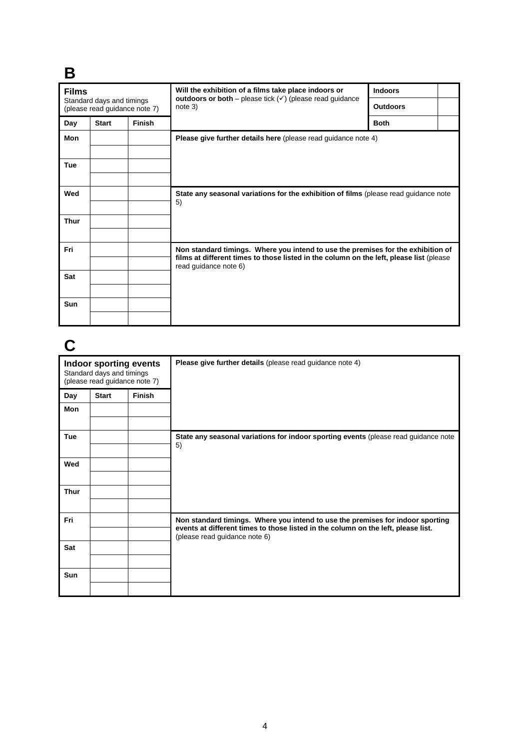# B

| **Films**<br>Standard days and timings (please read guidance note 7) | | |
|---|---|---|
| **Day** | **Start** | **Finish** |
| **Mon** | | |
| | | |
| **Tue** | | |
| | | |
| **Wed** | | |
| | | |
| **Thur** | | |
| | | |
| **Fri** | | |
| | | |
| **Sat** | | |
| | | |
| **Sun** | | |
| | | |

| **Will the exhibition of a films take place indoors or outdoors or both** – please tick (✓) (please read guidance note 3) | | |
|---|---|---|
| | **Indoors** | |
| | **Outdoors** | |
| | **Both** | |

**Please give further details here** (please read guidance note 4)

**State any seasonal variations for the exhibition of films** (please read guidance note 5)

**Non standard timings. Where you intend to use the premises for the exhibition of films at different times to those listed in the column on the left, please list** (please read guidance note 6)

# C

| **Indoor sporting events**<br>Standard days and timings (please read guidance note 7) | | |
|---|---|---|
| **Day** | **Start** | **Finish** |
| **Mon** | | |
| | | |
| **Tue** | | |
| | | |
| **Wed** | | |
| | | |
| **Thur** | | |
| | | |
| **Fri** | | |
| | | |
| **Sat** | | |
| | | |
| **Sun** | | |
| | | |

**Please give further details** (please read guidance note 4)

**State any seasonal variations for indoor sporting events** (please read guidance note 5)

**Non standard timings. Where you intend to use the premises for indoor sporting events at different times to those listed in the column on the left, please list.** (please read guidance note 6)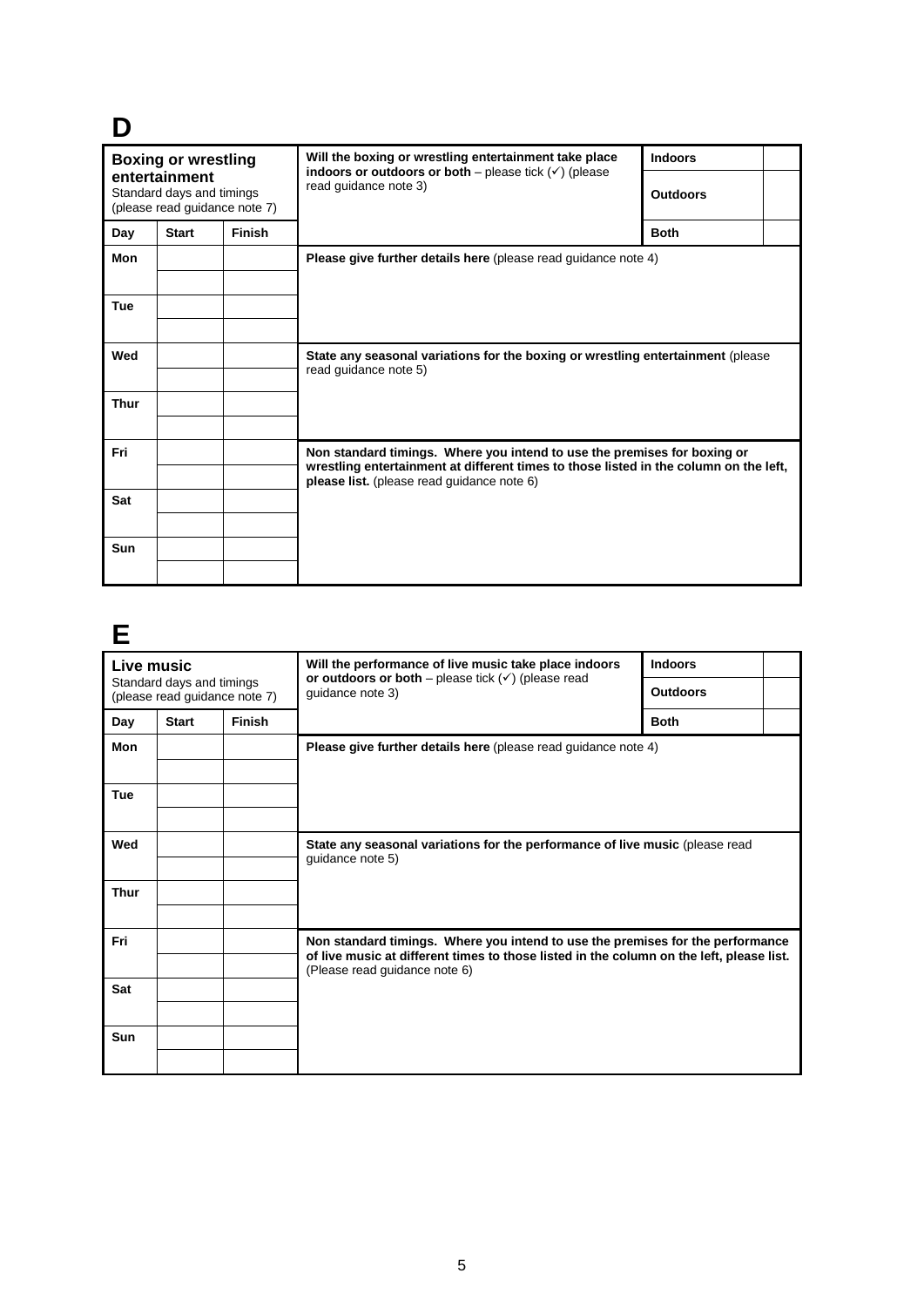# D

| **Boxing or wrestling entertainment** Standard days and timings (please read guidance note 7) | | | **Will the boxing or wrestling entertainment take place indoors or outdoors or both** – please tick (✓) (please read guidance note 3) | **Indoors** | |
|---|---|---|---|---|---|
| | | | | **Outdoors** | |
| **Day** | **Start** | **Finish** | | **Both** | |
| **Mon** | | | **Please give further details here** (please read guidance note 4) | | |
| | | | | | |
| **Tue** | | | | | |
| | | | | | |
| **Wed** | | | **State any seasonal variations for the boxing or wrestling entertainment** (please read guidance note 5) | | |
| | | | | | |
| **Thur** | | | | | |
| | | | | | |
| **Fri** | | | **Non standard timings. Where you intend to use the premises for boxing or wrestling entertainment at different times to those listed in the column on the left, please list.** (please read guidance note 6) | | |
| | | | | | |
| **Sat** | | | | | |
| | | | | | |
| **Sun** | | | | | |
| | | | | | |

# E

| **Live music** Standard days and timings (please read guidance note 7) | | | **Will the performance of live music take place indoors or outdoors or both** – please tick (✓) (please read guidance note 3) | **Indoors** | |
|---|---|---|---|---|---|
| | | | | **Outdoors** | |
| **Day** | **Start** | **Finish** | | **Both** | |
| **Mon** | | | **Please give further details here** (please read guidance note 4) | | |
| | | | | | |
| **Tue** | | | | | |
| | | | | | |
| **Wed** | | | **State any seasonal variations for the performance of live music** (please read guidance note 5) | | |
| | | | | | |
| **Thur** | | | | | |
| | | | | | |
| **Fri** | | | **Non standard timings. Where you intend to use the premises for the performance of live music at different times to those listed in the column on the left, please list.** (Please read guidance note 6) | | |
| | | | | | |
| **Sat** | | | | | |
| | | | | | |
| **Sun** | | | | | |
| | | | | | |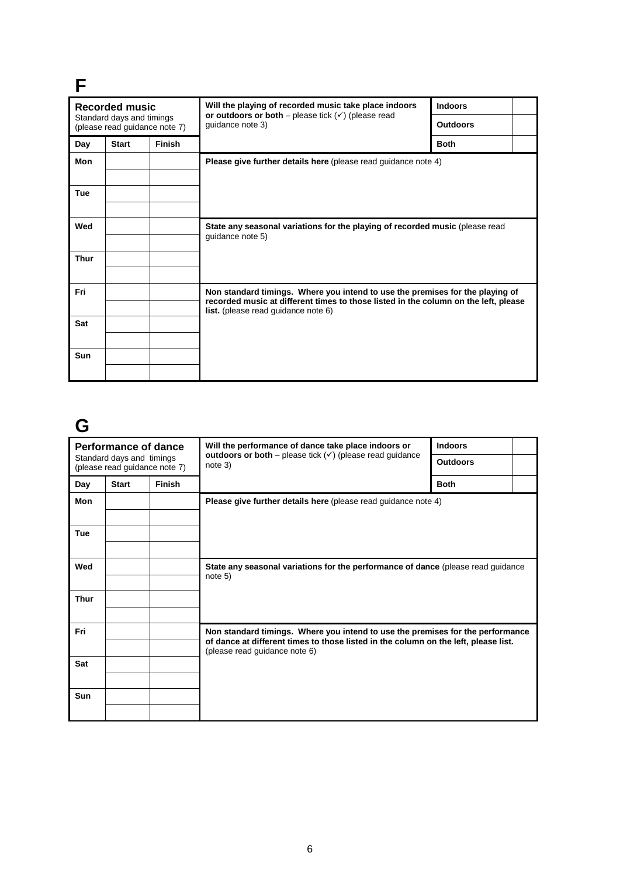# F

| **Recorded music**<br>Standard days and timings (please read guidance note 7) | | | **Will the playing of recorded music take place indoors or outdoors or both** – please tick (✓) (please read guidance note 3) | **Indoors** | |
|---|---|---|---|---|---|
| | | | | **Outdoors** | |
| **Day** | **Start** | **Finish** | | **Both** | |
| **Mon** | | | **Please give further details here** (please read guidance note 4) | | |
| | | | | | |
| **Tue** | | | | | |
| | | | | | |
| **Wed** | | | **State any seasonal variations for the playing of recorded music** (please read guidance note 5) | | |
| | | | | | |
| **Thur** | | | | | |
| | | | | | |
| **Fri** | | | **Non standard timings. Where you intend to use the premises for the playing of recorded music at different times to those listed in the column on the left, please list.** (please read guidance note 6) | | |
| | | | | | |
| **Sat** | | | | | |
| | | | | | |
| **Sun** | | | | | |
| | | | | | |

# G

| **Performance of dance**<br>Standard days and timings (please read guidance note 7) | | | **Will the performance of dance take place indoors or outdoors or both** – please tick (✓) (please read guidance note 3) | **Indoors** | |
|---|---|---|---|---|---|
| | | | | **Outdoors** | |
| **Day** | **Start** | **Finish** | | **Both** | |
| **Mon** | | | **Please give further details here** (please read guidance note 4) | | |
| | | | | | |
| **Tue** | | | | | |
| | | | | | |
| **Wed** | | | **State any seasonal variations for the performance of dance** (please read guidance note 5) | | |
| | | | | | |
| **Thur** | | | | | |
| | | | | | |
| **Fri** | | | **Non standard timings. Where you intend to use the premises for the performance of dance at different times to those listed in the column on the left, please list.** (please read guidance note 6) | | |
| | | | | | |
| **Sat** | | | | | |
| | | | | | |
| **Sun** | | | | | |
| | | | | | |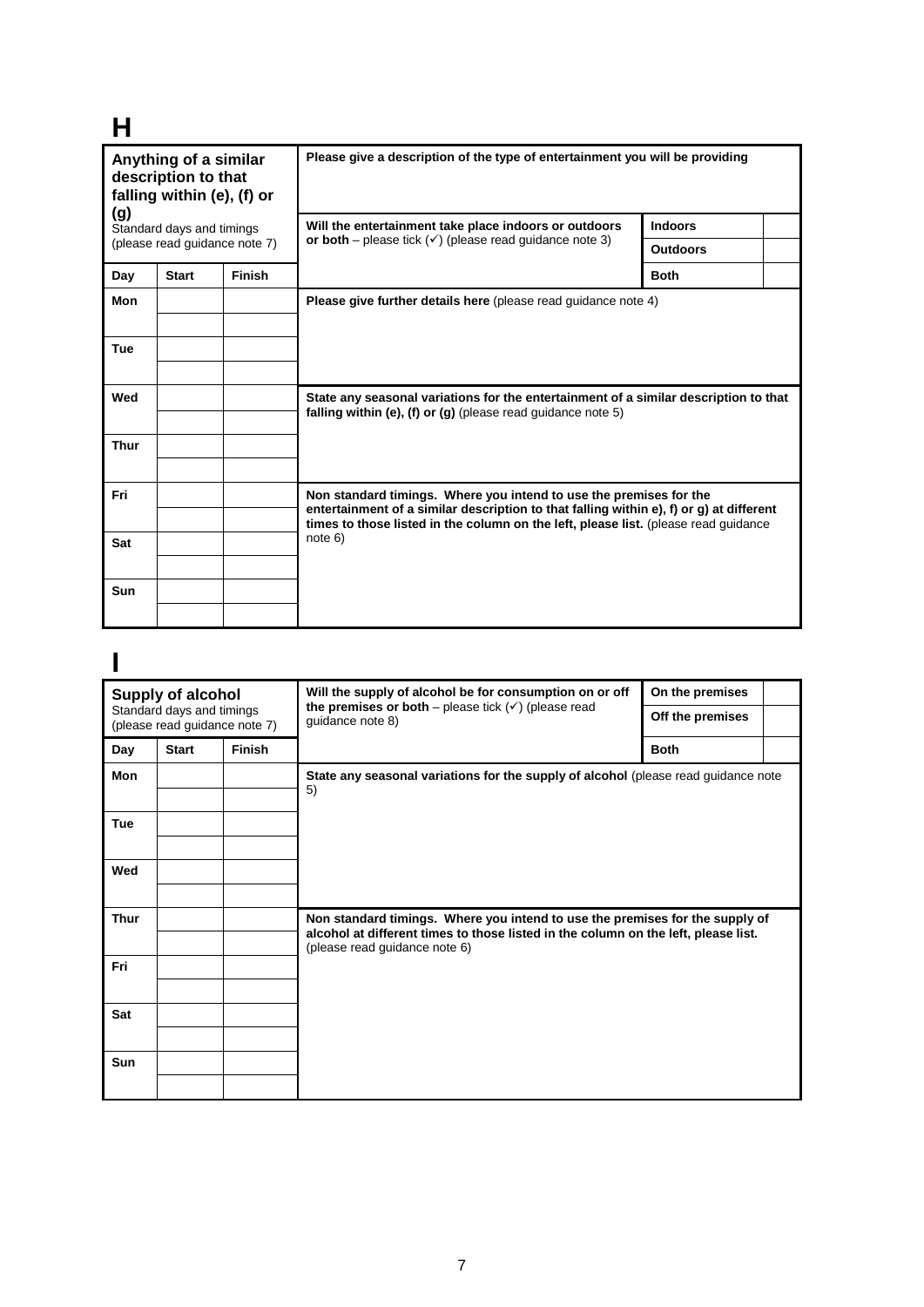# H

| Anything of a similar description to that falling within (e), (f) or (g)<br>Standard days and timings (please read guidance note 7) | | | Please give a description of the type of entertainment you will be providing | | |
|---|---|---|---|---|---|
| | | | **Will the entertainment take place indoors or outdoors or both** – please tick (✓) (please read guidance note 3) | **Indoors** | |
| | | | | **Outdoors** | |
| **Day** | **Start** | **Finish** | | **Both** | |
| **Mon** | | | **Please give further details here** (please read guidance note 4) | | |
| | | | | | |
| **Tue** | | | | | |
| | | | | | |
| **Wed** | | | **State any seasonal variations for the entertainment of a similar description to that falling within (e), (f) or (g)** (please read guidance note 5) | | |
| | | | | | |
| **Thur** | | | | | |
| | | | | | |
| **Fri** | | | **Non standard timings. Where you intend to use the premises for the entertainment of a similar description to that falling within e), f) or g) at different times to those listed in the column on the left, please list.** (please read guidance note 6) | | |
| | | | | | |
| **Sat** | | | | | |
| | | | | | |
| **Sun** | | | | | |
| | | | | | |

# I

| Supply of alcohol<br>Standard days and timings (please read guidance note 7) | | | **Will the supply of alcohol be for consumption on or off the premises or both** – please tick (✓) (please read guidance note 8) | **On the premises** | |
|---|---|---|---|---|---|
| | | | | **Off the premises** | |
| **Day** | **Start** | **Finish** | | **Both** | |
| **Mon** | | | **State any seasonal variations for the supply of alcohol** (please read guidance note 5) | | |
| | | | | | |
| **Tue** | | | | | |
| | | | | | |
| **Wed** | | | | | |
| | | | | | |
| **Thur** | | | **Non standard timings. Where you intend to use the premises for the supply of alcohol at different times to those listed in the column on the left, please list.** (please read guidance note 6) | | |
| | | | | | |
| **Fri** | | | | | |
| | | | | | |
| **Sat** | | | | | |
| | | | | | |
| **Sun** | | | | | |
| | | | | | |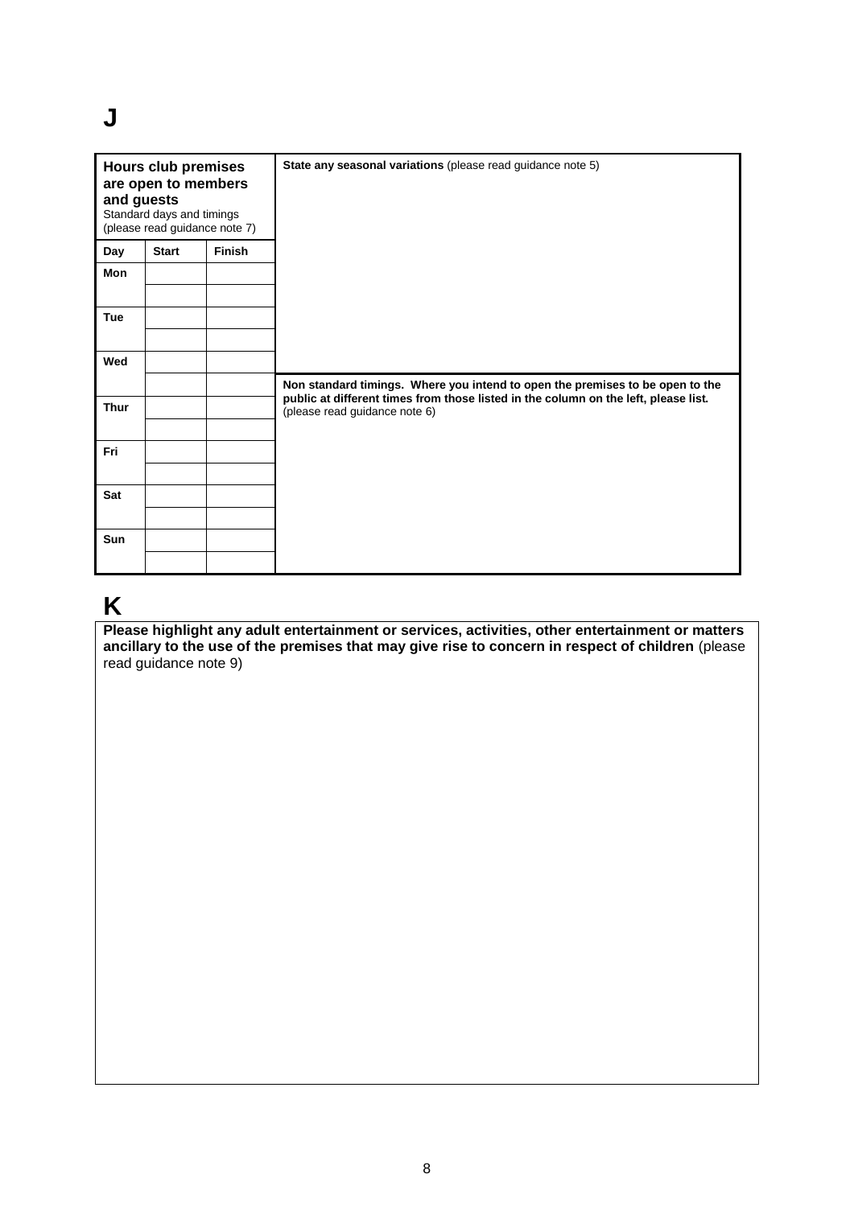# J

| **Hours club premises are open to members and guests** Standard days and timings (please read guidance note 7) | | |
|---|---|---|
| **Day** | **Start** | **Finish** |
| **Mon** | | |
| | | |
| **Tue** | | |
| | | |
| **Wed** | | |
| | | |
| **Thur** | | |
| | | |
| **Fri** | | |
| | | |
| **Sat** | | |
| | | |
| **Sun** | | |
| | | |

**State any seasonal variations** (please read guidance note 5)

**Non standard timings. Where you intend to open the premises to be open to the public at different times from those listed in the column on the left, please list.** (please read guidance note 6)

# K

**Please highlight any adult entertainment or services, activities, other entertainment or matters ancillary to the use of the premises that may give rise to concern in respect of children** (please read guidance note 9)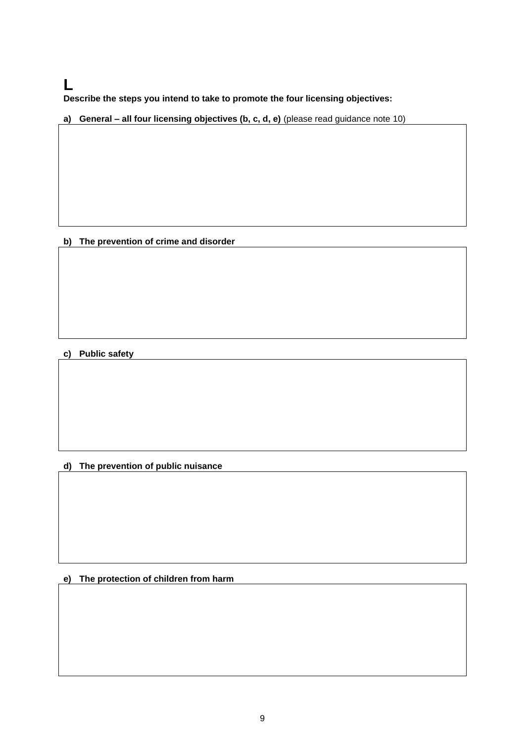# L

**Describe the steps you intend to take to promote the four licensing objectives:**

**a) General – all four licensing objectives (b, c, d, e)** (please read guidance note 10)

|   |
|---|
|   |

**b) The prevention of crime and disorder**

|   |
|---|
|   |

**c) Public safety**

|   |
|---|
|   |

**d) The prevention of public nuisance**

|   |
|---|
|   |

**e) The protection of children from harm**

|   |
|---|
|   |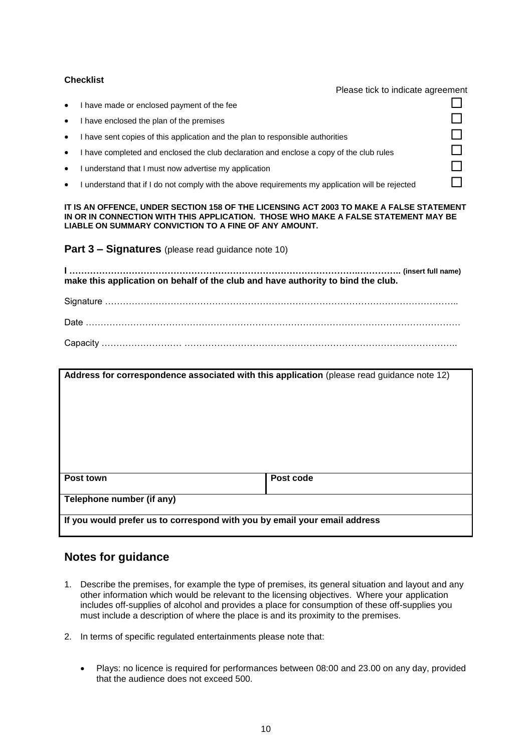**Checklist**

Please tick to indicate agreement

- I have made or enclosed payment of the fee ☐
- I have enclosed the plan of the premises ☐
- I have sent copies of this application and the plan to responsible authorities ☐
- I have completed and enclosed the club declaration and enclose a copy of the club rules ☐
- I understand that I must now advertise my application ☐
- I understand that if I do not comply with the above requirements my application will be rejected ☐

**IT IS AN OFFENCE, UNDER SECTION 158 OF THE LICENSING ACT 2003 TO MAKE A FALSE STATEMENT IN OR IN CONNECTION WITH THIS APPLICATION. THOSE WHO MAKE A FALSE STATEMENT MAY BE LIABLE ON SUMMARY CONVICTION TO A FINE OF ANY AMOUNT.**

## Part 3 – Signatures (please read guidance note 10)

**I ………………………………………………………………………………………..…………. (insert full name) make this application on behalf of the club and have authority to bind the club.**

Signature ……………………………………………………………………………………………………..

Date …………………………………………………………………………………………………………

Capacity ……………………… ……………………………………………………………………………..

| **Address for correspondence associated with this application** (please read guidance note 12) | |
|---|---|
| | |
| **Post town** | **Post code** |
| **Telephone number (if any)** | |
| **If you would prefer us to correspond with you by email your email address** | |

## Notes for guidance

1. Describe the premises, for example the type of premises, its general situation and layout and any other information which would be relevant to the licensing objectives. Where your application includes off-supplies of alcohol and provides a place for consumption of these off-supplies you must include a description of where the place is and its proximity to the premises.

2. In terms of specific regulated entertainments please note that:

   - Plays: no licence is required for performances between 08:00 and 23.00 on any day, provided that the audience does not exceed 500.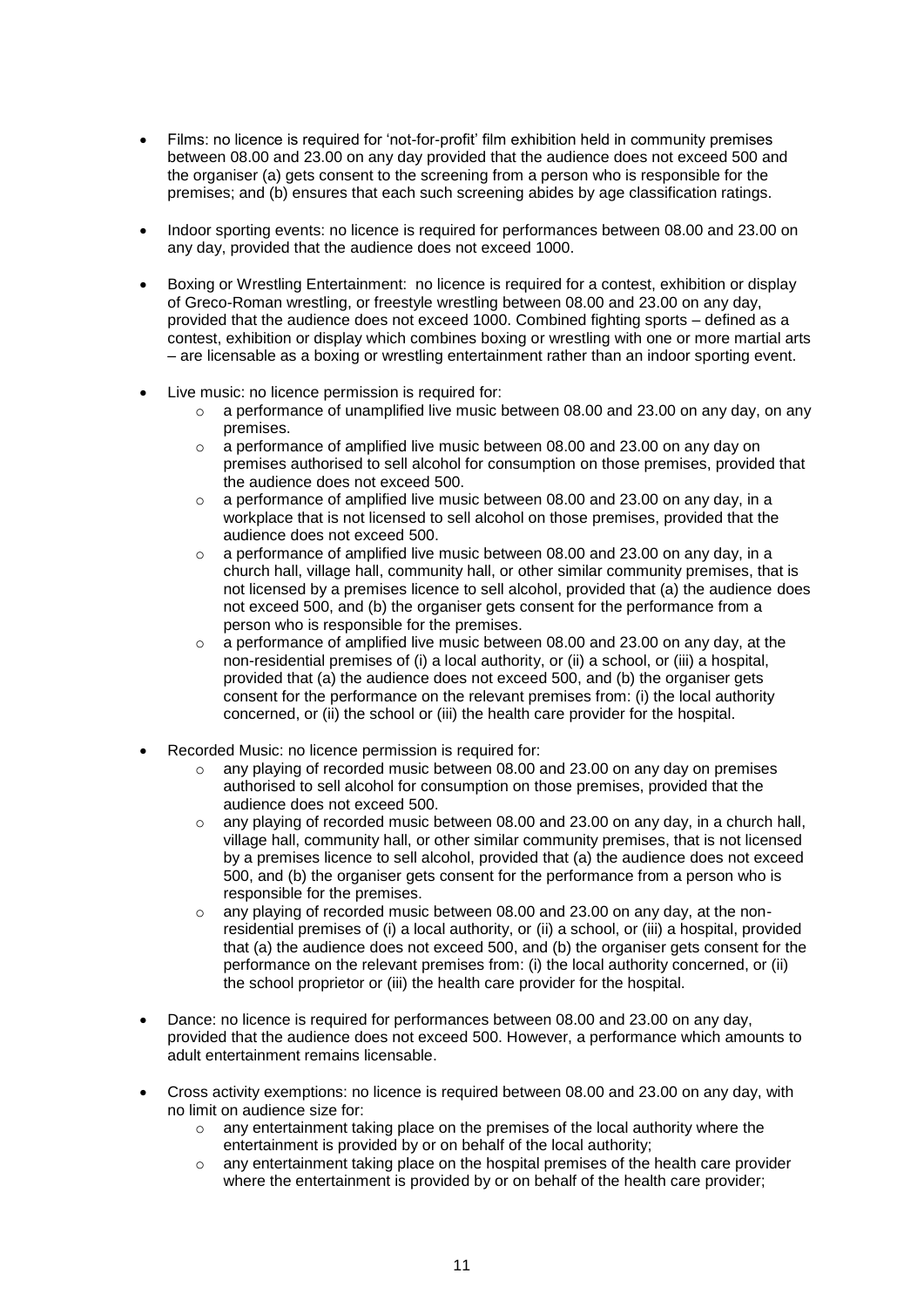- Films: no licence is required for 'not-for-profit' film exhibition held in community premises between 08.00 and 23.00 on any day provided that the audience does not exceed 500 and the organiser (a) gets consent to the screening from a person who is responsible for the premises; and (b) ensures that each such screening abides by age classification ratings.

- Indoor sporting events: no licence is required for performances between 08.00 and 23.00 on any day, provided that the audience does not exceed 1000.

- Boxing or Wrestling Entertainment: no licence is required for a contest, exhibition or display of Greco-Roman wrestling, or freestyle wrestling between 08.00 and 23.00 on any day, provided that the audience does not exceed 1000. Combined fighting sports – defined as a contest, exhibition or display which combines boxing or wrestling with one or more martial arts – are licensable as a boxing or wrestling entertainment rather than an indoor sporting event.

- Live music: no licence permission is required for:
  - a performance of unamplified live music between 08.00 and 23.00 on any day, on any premises.
  - a performance of amplified live music between 08.00 and 23.00 on any day on premises authorised to sell alcohol for consumption on those premises, provided that the audience does not exceed 500.
  - a performance of amplified live music between 08.00 and 23.00 on any day, in a workplace that is not licensed to sell alcohol on those premises, provided that the audience does not exceed 500.
  - a performance of amplified live music between 08.00 and 23.00 on any day, in a church hall, village hall, community hall, or other similar community premises, that is not licensed by a premises licence to sell alcohol, provided that (a) the audience does not exceed 500, and (b) the organiser gets consent for the performance from a person who is responsible for the premises.
  - a performance of amplified live music between 08.00 and 23.00 on any day, at the non-residential premises of (i) a local authority, or (ii) a school, or (iii) a hospital, provided that (a) the audience does not exceed 500, and (b) the organiser gets consent for the performance on the relevant premises from: (i) the local authority concerned, or (ii) the school or (iii) the health care provider for the hospital.

- Recorded Music: no licence permission is required for:
  - any playing of recorded music between 08.00 and 23.00 on any day on premises authorised to sell alcohol for consumption on those premises, provided that the audience does not exceed 500.
  - any playing of recorded music between 08.00 and 23.00 on any day, in a church hall, village hall, community hall, or other similar community premises, that is not licensed by a premises licence to sell alcohol, provided that (a) the audience does not exceed 500, and (b) the organiser gets consent for the performance from a person who is responsible for the premises.
  - any playing of recorded music between 08.00 and 23.00 on any day, at the non-residential premises of (i) a local authority, or (ii) a school, or (iii) a hospital, provided that (a) the audience does not exceed 500, and (b) the organiser gets consent for the performance on the relevant premises from: (i) the local authority concerned, or (ii) the school proprietor or (iii) the health care provider for the hospital.

- Dance: no licence is required for performances between 08.00 and 23.00 on any day, provided that the audience does not exceed 500. However, a performance which amounts to adult entertainment remains licensable.

- Cross activity exemptions: no licence is required between 08.00 and 23.00 on any day, with no limit on audience size for:
  - any entertainment taking place on the premises of the local authority where the entertainment is provided by or on behalf of the local authority;
  - any entertainment taking place on the hospital premises of the health care provider where the entertainment is provided by or on behalf of the health care provider;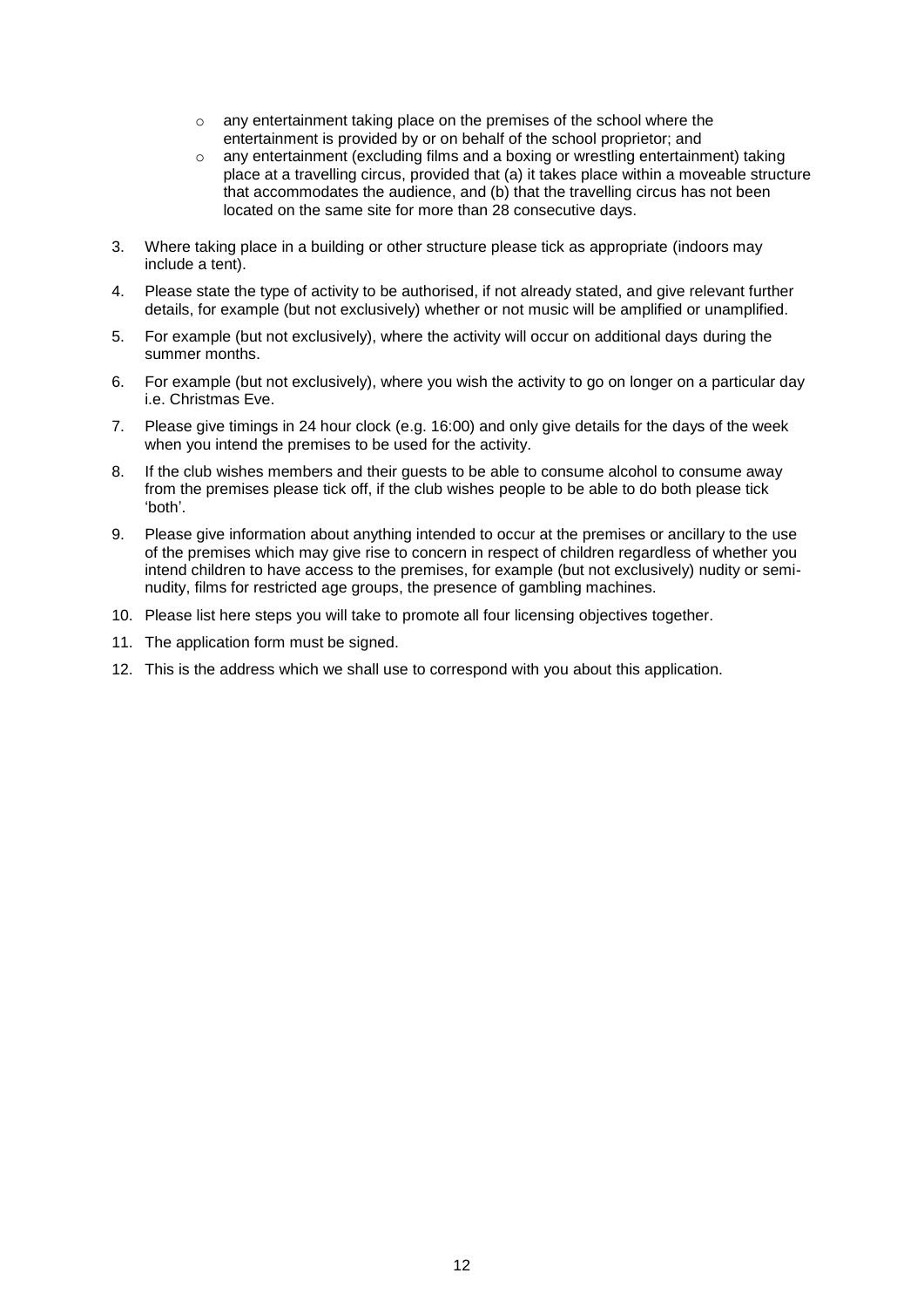- any entertainment taking place on the premises of the school where the entertainment is provided by or on behalf of the school proprietor; and
- any entertainment (excluding films and a boxing or wrestling entertainment) taking place at a travelling circus, provided that (a) it takes place within a moveable structure that accommodates the audience, and (b) that the travelling circus has not been located on the same site for more than 28 consecutive days.

3. Where taking place in a building or other structure please tick as appropriate (indoors may include a tent).
4. Please state the type of activity to be authorised, if not already stated, and give relevant further details, for example (but not exclusively) whether or not music will be amplified or unamplified.
5. For example (but not exclusively), where the activity will occur on additional days during the summer months.
6. For example (but not exclusively), where you wish the activity to go on longer on a particular day i.e. Christmas Eve.
7. Please give timings in 24 hour clock (e.g. 16:00) and only give details for the days of the week when you intend the premises to be used for the activity.
8. If the club wishes members and their guests to be able to consume alcohol to consume away from the premises please tick off, if the club wishes people to be able to do both please tick 'both'.
9. Please give information about anything intended to occur at the premises or ancillary to the use of the premises which may give rise to concern in respect of children regardless of whether you intend children to have access to the premises, for example (but not exclusively) nudity or semi-nudity, films for restricted age groups, the presence of gambling machines.
10. Please list here steps you will take to promote all four licensing objectives together.
11. The application form must be signed.
12. This is the address which we shall use to correspond with you about this application.